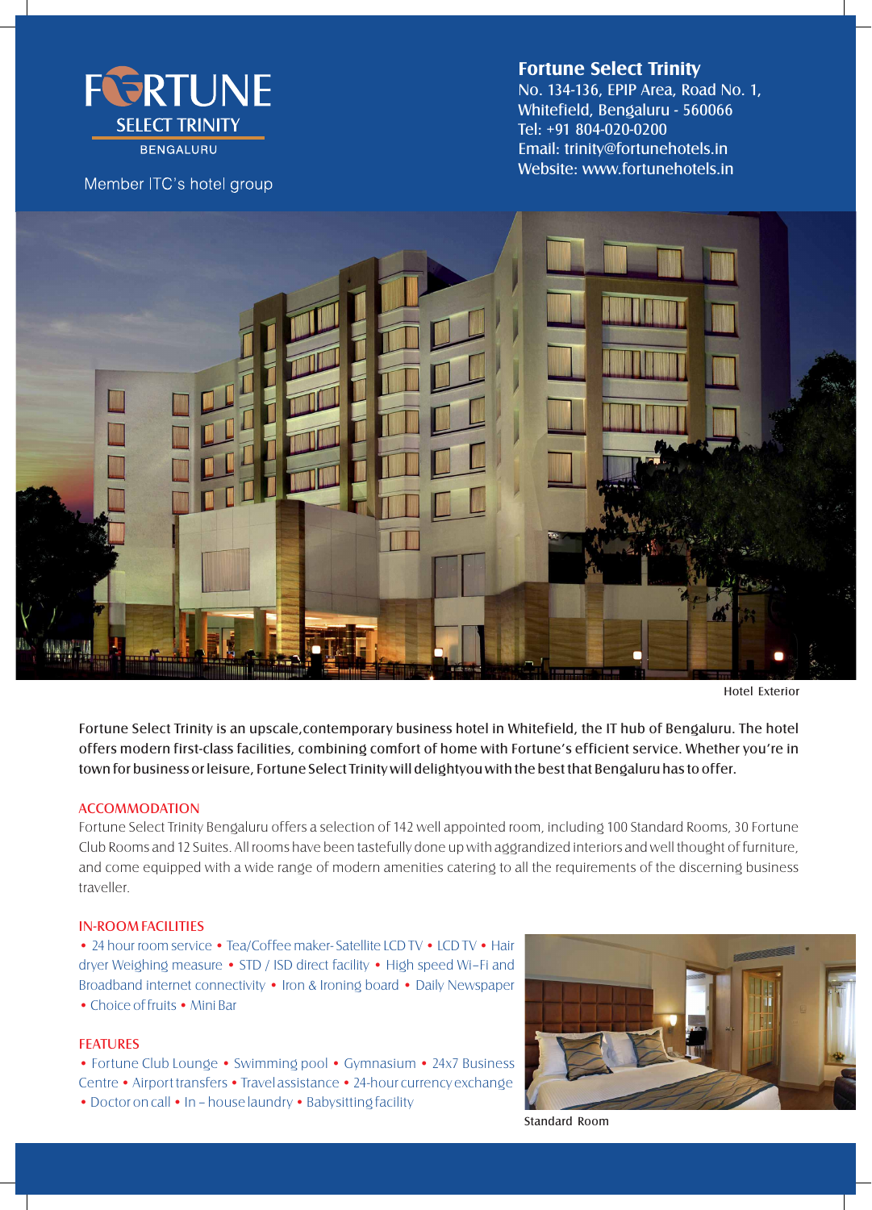# FORTUNE SELECT TRINITY

BENGALURU

Member ITC's hotel group

**Fortune Select Trinity**
No. 134-136, EPIP Area, Road No. 1,
Whitefield, Bengaluru - 560066
Tel: +91 804-020-0200
Email: trinity@fortunehotels.in
Website: www.fortunehotels.in

Hotel Exterior

Fortune Select Trinity is an upscale,contemporary business hotel in Whitefield, the IT hub of Bengaluru. The hotel offers modern first-class facilities, combining comfort of home with Fortune's efficient service. Whether you're in town for business or leisure, Fortune Select Trinity will delightyou with the best that Bengaluru has to offer.

## ACCOMMODATION

Fortune Select Trinity Bengaluru offers a selection of 142 well appointed room, including 100 Standard Rooms, 30 Fortune Club Rooms and 12 Suites. All rooms have been tastefully done up with aggrandized interiors and well thought of furniture, and come equipped with a wide range of modern amenities catering to all the requirements of the discerning business traveller.

## IN-ROOM FACILITIES

• 24 hour room service • Tea/Coffee maker- Satellite LCD TV • LCD TV • Hair dryer Weighing measure • STD / ISD direct facility • High speed Wi–Fi and Broadband internet connectivity • Iron & Ironing board • Daily Newspaper • Choice of fruits • Mini Bar

## FEATURES

• Fortune Club Lounge • Swimming pool • Gymnasium • 24x7 Business Centre • Airport transfers • Travel assistance • 24-hour currency exchange • Doctor on call • In – house laundry • Babysitting facility

Standard Room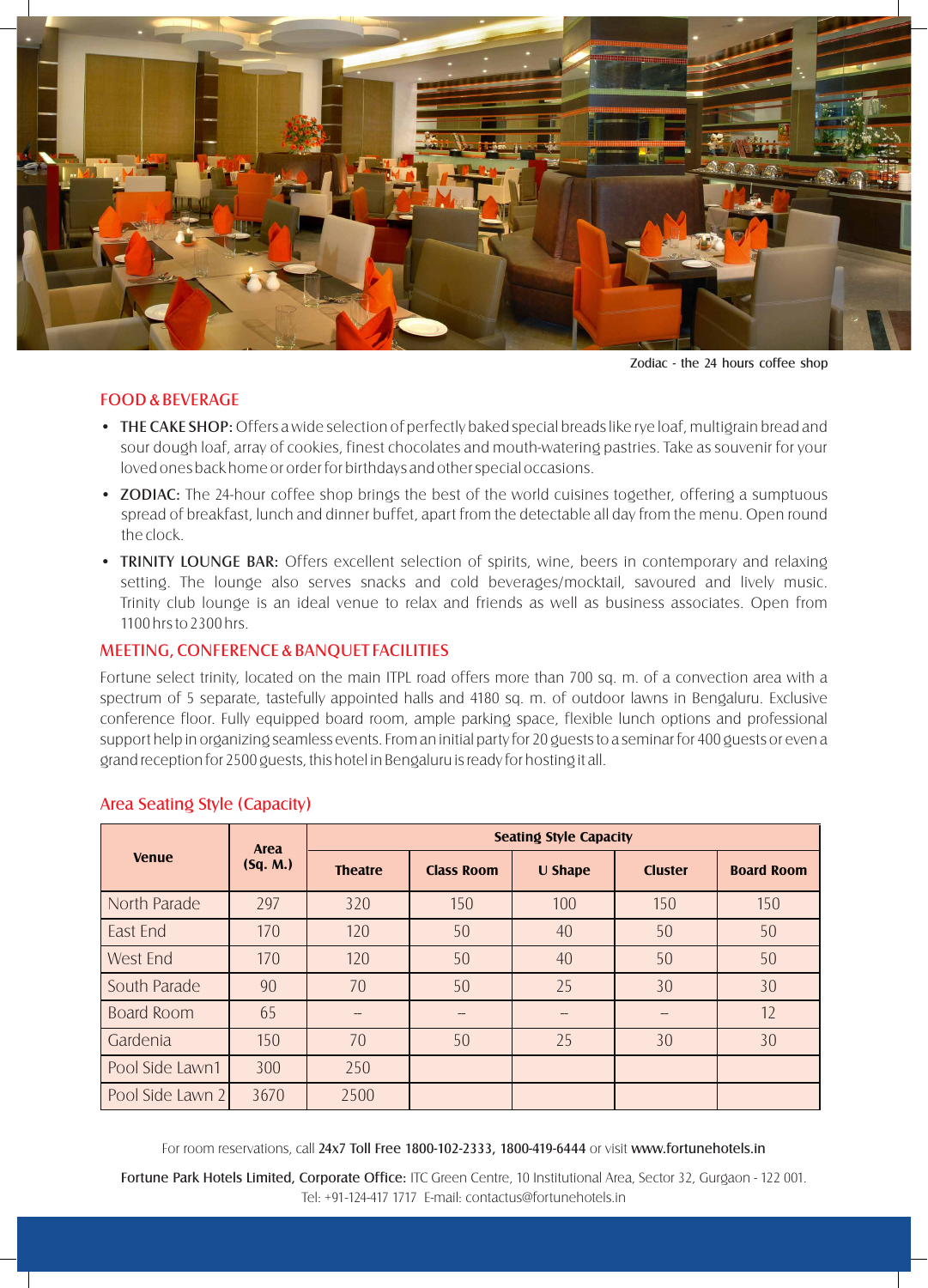Zodiac - the 24 hours coffee shop

## FOOD & BEVERAGE

- **THE CAKE SHOP:** Offers a wide selection of perfectly baked special breads like rye loaf, multigrain bread and sour dough loaf, array of cookies, finest chocolates and mouth-watering pastries. Take as souvenir for your loved ones back home or order for birthdays and other special occasions.
- **ZODIAC:** The 24-hour coffee shop brings the best of the world cuisines together, offering a sumptuous spread of breakfast, lunch and dinner buffet, apart from the detectable all day from the menu. Open round the clock.
- **TRINITY LOUNGE BAR:** Offers excellent selection of spirits, wine, beers in contemporary and relaxing setting. The lounge also serves snacks and cold beverages/mocktail, savoured and lively music. Trinity club lounge is an ideal venue to relax and friends as well as business associates. Open from 1100 hrs to 2300 hrs.

## MEETING, CONFERENCE & BANQUET FACILITIES

Fortune select trinity, located on the main ITPL road offers more than 700 sq. m. of a convection area with a spectrum of 5 separate, tastefully appointed halls and 4180 sq. m. of outdoor lawns in Bengaluru. Exclusive conference floor. Fully equipped board room, ample parking space, flexible lunch options and professional support help in organizing seamless events. From an initial party for 20 guests to a seminar for 400 guests or even a grand reception for 2500 guests, this hotel in Bengaluru is ready for hosting it all.

### Area Seating Style (Capacity)

| Venue | Area (Sq. M.) | Seating Style Capacity | | | | |
|---|---|---|---|---|---|---|
| | | Theatre | Class Room | U Shape | Cluster | Board Room |
| North Parade | 297 | 320 | 150 | 100 | 150 | 150 |
| East End | 170 | 120 | 50 | 40 | 50 | 50 |
| West End | 170 | 120 | 50 | 40 | 50 | 50 |
| South Parade | 90 | 70 | 50 | 25 | 30 | 30 |
| Board Room | 65 | – | – | – | – | 12 |
| Gardenia | 150 | 70 | 50 | 25 | 30 | 30 |
| Pool Side Lawn1 | 300 | 250 | | | | |
| Pool Side Lawn 2 | 3670 | 2500 | | | | |

For room reservations, call **24x7 Toll Free 1800-102-2333, 1800-419-6444** or visit **www.fortunehotels.in**

**Fortune Park Hotels Limited, Corporate Office:** ITC Green Centre, 10 Institutional Area, Sector 32, Gurgaon - 122 001. Tel: +91-124-417 1717 E-mail: contactus@fortunehotels.in